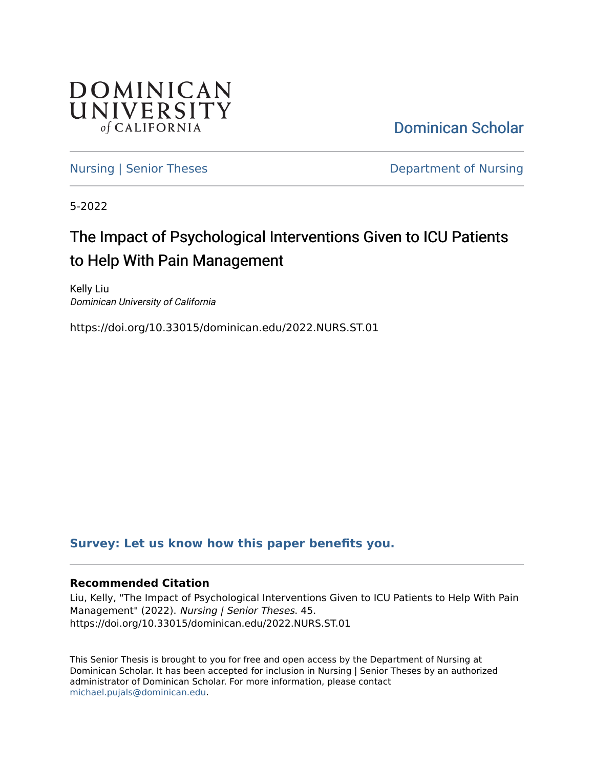DOMINICAN UNIVERSITY *of* CALIFORNIA

Dominican Scholar

Nursing | Senior Theses

Department of Nursing

5-2022

# The Impact of Psychological Interventions Given to ICU Patients to Help With Pain Management

Kelly Liu
*Dominican University of California*

https://doi.org/10.33015/dominican.edu/2022.NURS.ST.01

**Survey: Let us know how this paper benefits you.**

### Recommended Citation

Liu, Kelly, "The Impact of Psychological Interventions Given to ICU Patients to Help With Pain Management" (2022). *Nursing | Senior Theses*. 45.
https://doi.org/10.33015/dominican.edu/2022.NURS.ST.01

This Senior Thesis is brought to you for free and open access by the Department of Nursing at Dominican Scholar. It has been accepted for inclusion in Nursing | Senior Theses by an authorized administrator of Dominican Scholar. For more information, please contact michael.pujals@dominican.edu.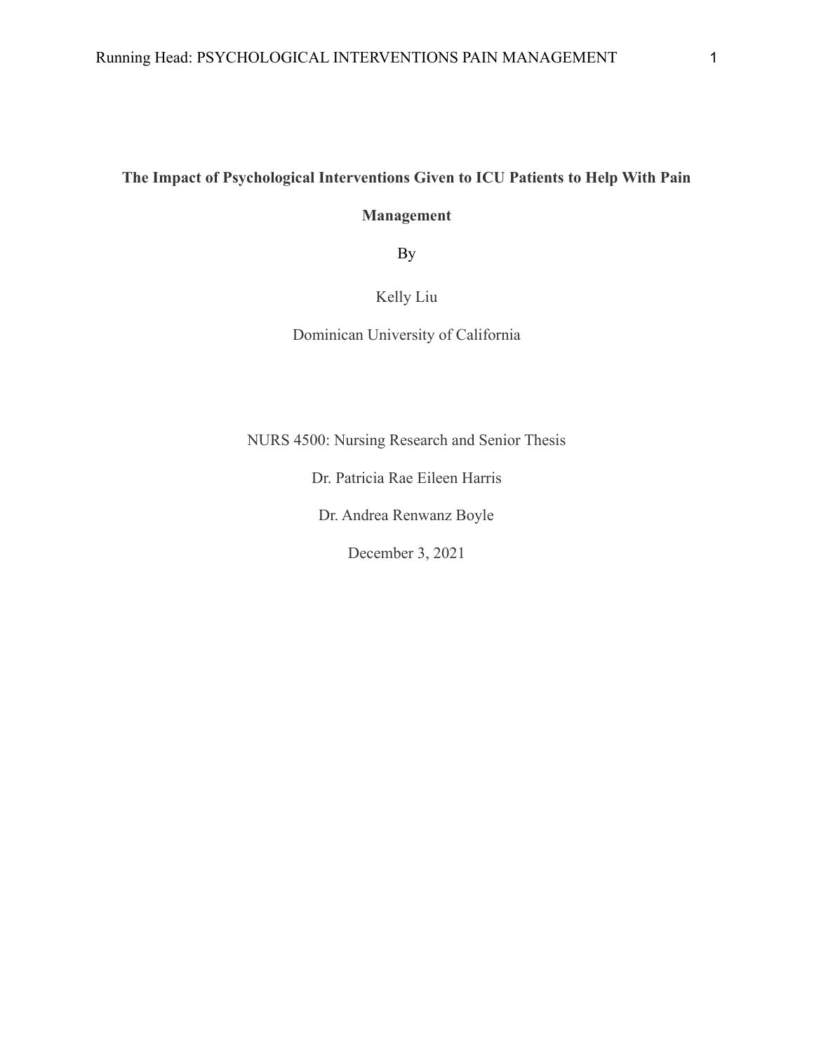**The Impact of Psychological Interventions Given to ICU Patients to Help With Pain Management**

By

Kelly Liu

Dominican University of California

NURS 4500: Nursing Research and Senior Thesis

Dr. Patricia Rae Eileen Harris

Dr. Andrea Renwanz Boyle

December 3, 2021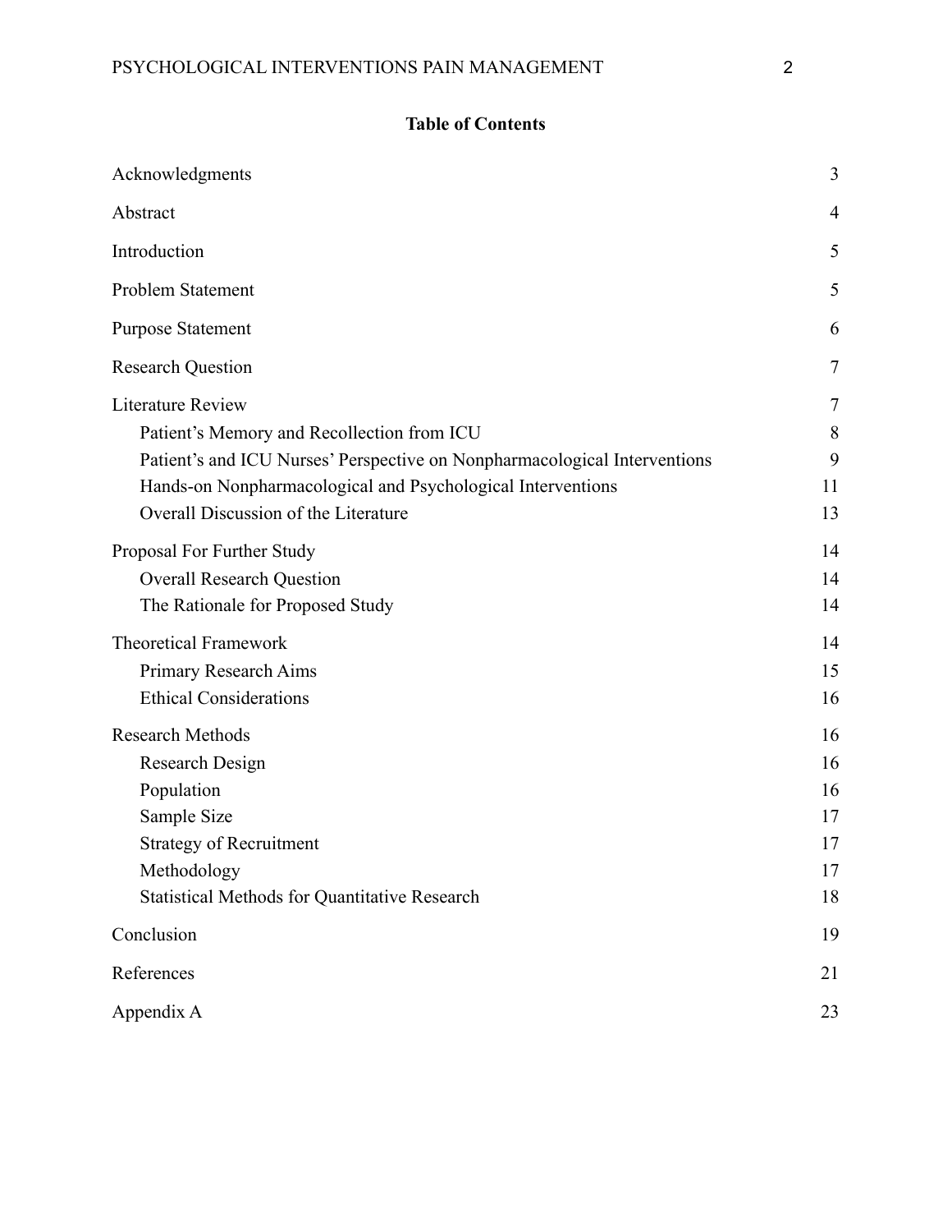**Table of Contents**

| | |
|---|---|
| Acknowledgments | 3 |
| Abstract | 4 |
| Introduction | 5 |
| Problem Statement | 5 |
| Purpose Statement | 6 |
| Research Question | 7 |
| Literature Review | 7 |
| Patient's Memory and Recollection from ICU | 8 |
| Patient's and ICU Nurses' Perspective on Nonpharmacological Interventions | 9 |
| Hands-on Nonpharmacological and Psychological Interventions | 11 |
| Overall Discussion of the Literature | 13 |
| Proposal For Further Study | 14 |
| Overall Research Question | 14 |
| The Rationale for Proposed Study | 14 |
| Theoretical Framework | 14 |
| Primary Research Aims | 15 |
| Ethical Considerations | 16 |
| Research Methods | 16 |
| Research Design | 16 |
| Population | 16 |
| Sample Size | 17 |
| Strategy of Recruitment | 17 |
| Methodology | 17 |
| Statistical Methods for Quantitative Research | 18 |
| Conclusion | 19 |
| References | 21 |
| Appendix A | 23 |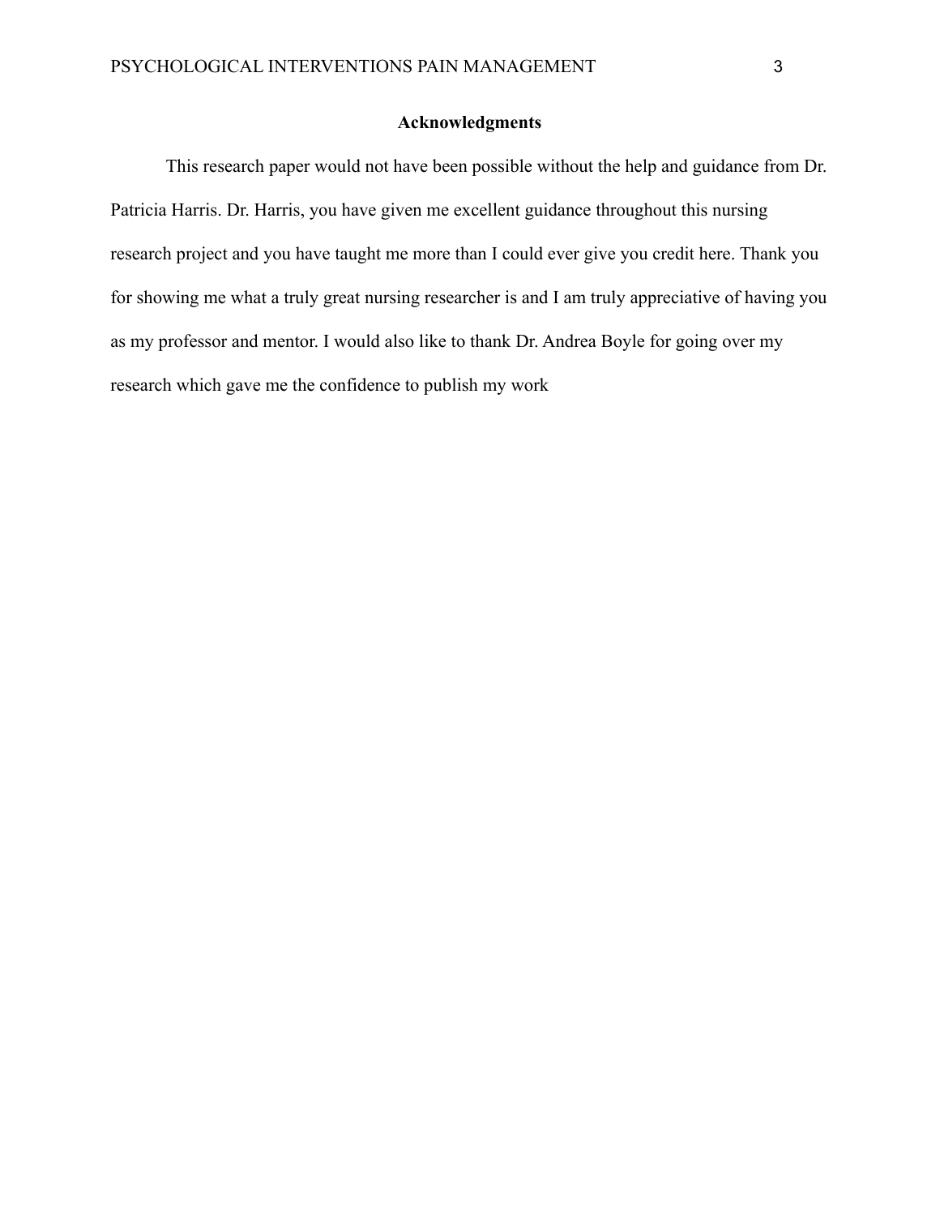## Acknowledgments

This research paper would not have been possible without the help and guidance from Dr. Patricia Harris. Dr. Harris, you have given me excellent guidance throughout this nursing research project and you have taught me more than I could ever give you credit here. Thank you for showing me what a truly great nursing researcher is and I am truly appreciative of having you as my professor and mentor. I would also like to thank Dr. Andrea Boyle for going over my research which gave me the confidence to publish my work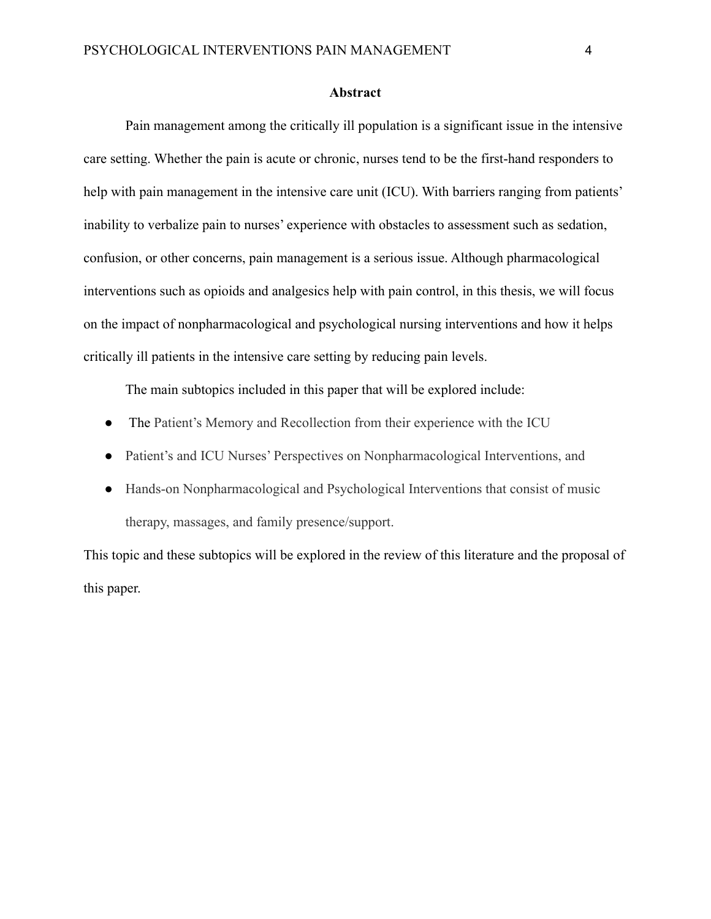## Abstract

Pain management among the critically ill population is a significant issue in the intensive care setting. Whether the pain is acute or chronic, nurses tend to be the first-hand responders to help with pain management in the intensive care unit (ICU). With barriers ranging from patients' inability to verbalize pain to nurses' experience with obstacles to assessment such as sedation, confusion, or other concerns, pain management is a serious issue. Although pharmacological interventions such as opioids and analgesics help with pain control, in this thesis, we will focus on the impact of nonpharmacological and psychological nursing interventions and how it helps critically ill patients in the intensive care setting by reducing pain levels.

The main subtopics included in this paper that will be explored include:

- The Patient's Memory and Recollection from their experience with the ICU
- Patient's and ICU Nurses' Perspectives on Nonpharmacological Interventions, and
- Hands-on Nonpharmacological and Psychological Interventions that consist of music therapy, massages, and family presence/support.

This topic and these subtopics will be explored in the review of this literature and the proposal of this paper.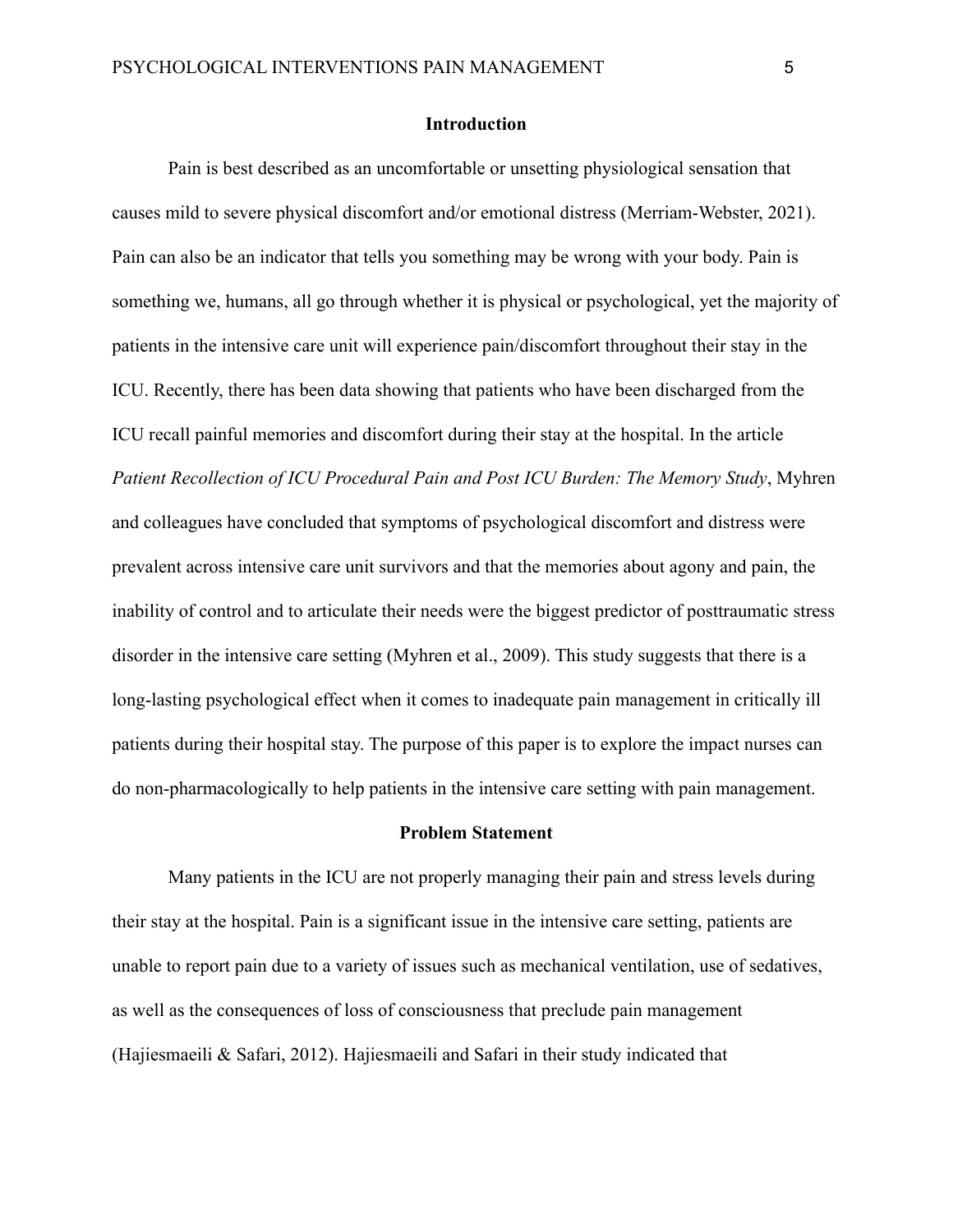## Introduction

Pain is best described as an uncomfortable or unsetting physiological sensation that causes mild to severe physical discomfort and/or emotional distress (Merriam-Webster, 2021). Pain can also be an indicator that tells you something may be wrong with your body. Pain is something we, humans, all go through whether it is physical or psychological, yet the majority of patients in the intensive care unit will experience pain/discomfort throughout their stay in the ICU. Recently, there has been data showing that patients who have been discharged from the ICU recall painful memories and discomfort during their stay at the hospital. In the article *Patient Recollection of ICU Procedural Pain and Post ICU Burden: The Memory Study*, Myhren and colleagues have concluded that symptoms of psychological discomfort and distress were prevalent across intensive care unit survivors and that the memories about agony and pain, the inability of control and to articulate their needs were the biggest predictor of posttraumatic stress disorder in the intensive care setting (Myhren et al., 2009). This study suggests that there is a long-lasting psychological effect when it comes to inadequate pain management in critically ill patients during their hospital stay. The purpose of this paper is to explore the impact nurses can do non-pharmacologically to help patients in the intensive care setting with pain management.

## Problem Statement

Many patients in the ICU are not properly managing their pain and stress levels during their stay at the hospital. Pain is a significant issue in the intensive care setting, patients are unable to report pain due to a variety of issues such as mechanical ventilation, use of sedatives, as well as the consequences of loss of consciousness that preclude pain management (Hajiesmaeili & Safari, 2012). Hajiesmaeili and Safari in their study indicated that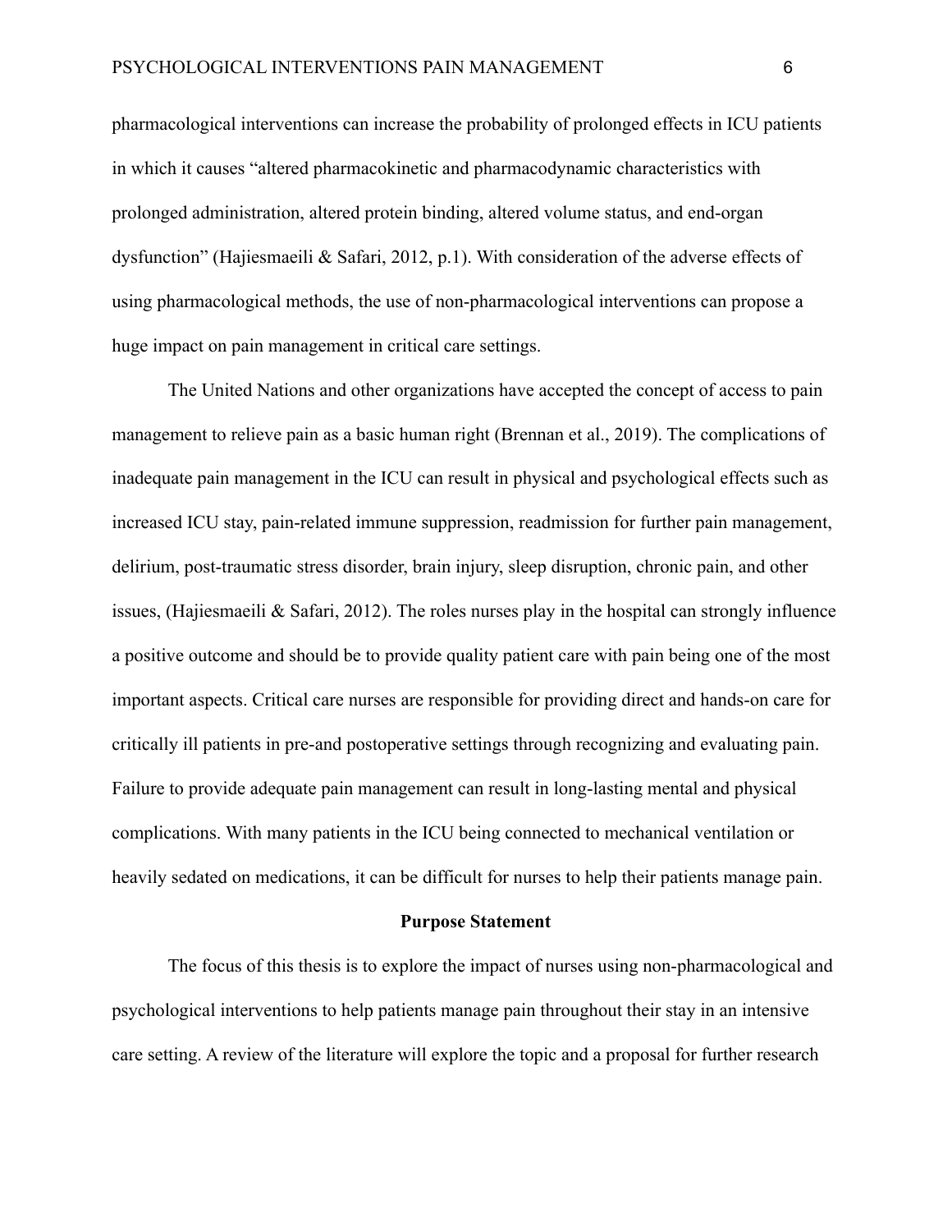pharmacological interventions can increase the probability of prolonged effects in ICU patients in which it causes "altered pharmacokinetic and pharmacodynamic characteristics with prolonged administration, altered protein binding, altered volume status, and end-organ dysfunction" (Hajiesmaeili & Safari, 2012, p.1). With consideration of the adverse effects of using pharmacological methods, the use of non-pharmacological interventions can propose a huge impact on pain management in critical care settings.

The United Nations and other organizations have accepted the concept of access to pain management to relieve pain as a basic human right (Brennan et al., 2019). The complications of inadequate pain management in the ICU can result in physical and psychological effects such as increased ICU stay, pain-related immune suppression, readmission for further pain management, delirium, post-traumatic stress disorder, brain injury, sleep disruption, chronic pain, and other issues, (Hajiesmaeili & Safari, 2012). The roles nurses play in the hospital can strongly influence a positive outcome and should be to provide quality patient care with pain being one of the most important aspects. Critical care nurses are responsible for providing direct and hands-on care for critically ill patients in pre-and postoperative settings through recognizing and evaluating pain. Failure to provide adequate pain management can result in long-lasting mental and physical complications. With many patients in the ICU being connected to mechanical ventilation or heavily sedated on medications, it can be difficult for nurses to help their patients manage pain.

## Purpose Statement

The focus of this thesis is to explore the impact of nurses using non-pharmacological and psychological interventions to help patients manage pain throughout their stay in an intensive care setting. A review of the literature will explore the topic and a proposal for further research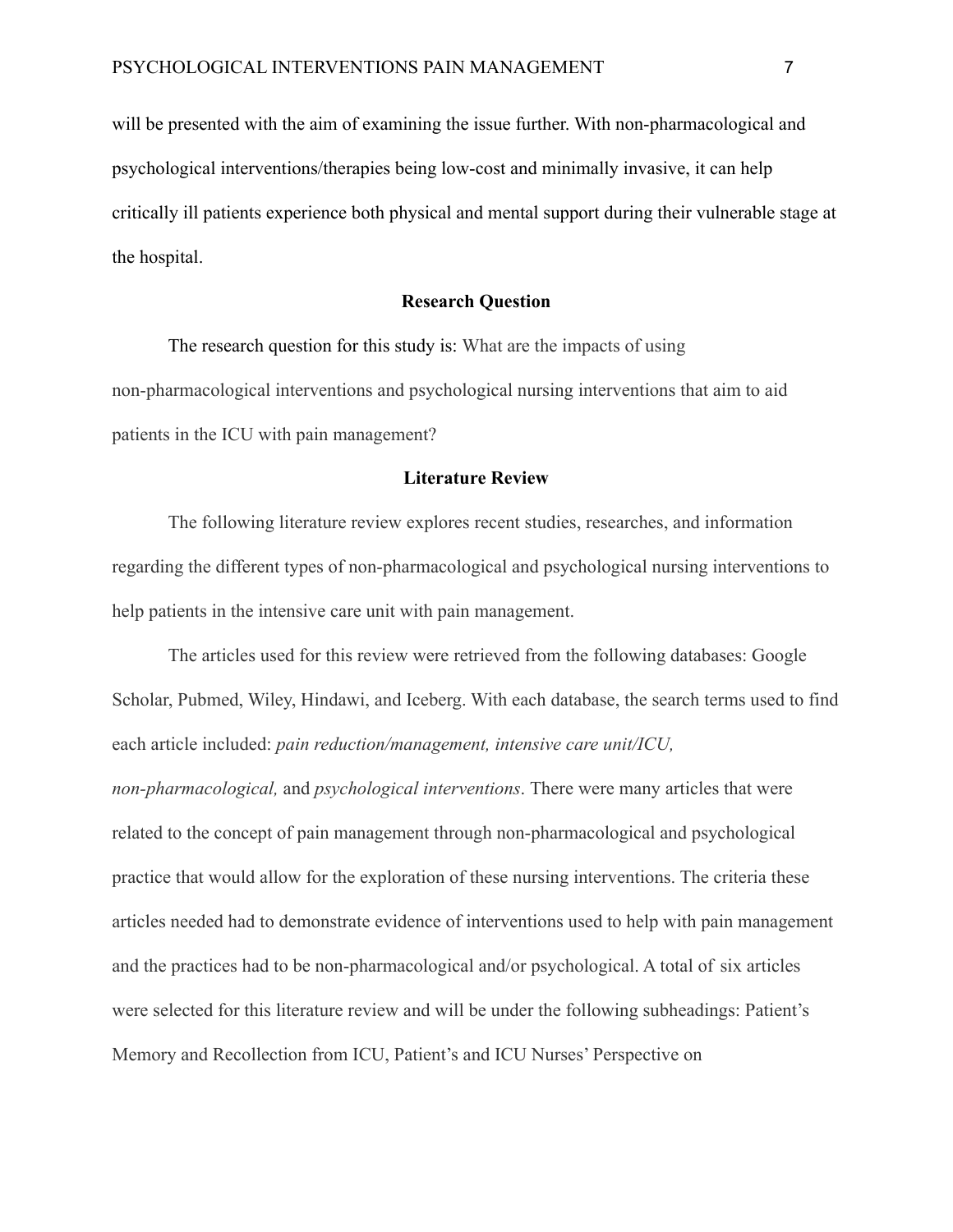will be presented with the aim of examining the issue further. With non-pharmacological and psychological interventions/therapies being low-cost and minimally invasive, it can help critically ill patients experience both physical and mental support during their vulnerable stage at the hospital.

## Research Question

The research question for this study is: What are the impacts of using non-pharmacological interventions and psychological nursing interventions that aim to aid patients in the ICU with pain management?

## Literature Review

The following literature review explores recent studies, researches, and information regarding the different types of non-pharmacological and psychological nursing interventions to help patients in the intensive care unit with pain management.

The articles used for this review were retrieved from the following databases: Google Scholar, Pubmed, Wiley, Hindawi, and Iceberg. With each database, the search terms used to find each article included: *pain reduction/management, intensive care unit/ICU, non-pharmacological,* and *psychological interventions*. There were many articles that were related to the concept of pain management through non-pharmacological and psychological practice that would allow for the exploration of these nursing interventions. The criteria these articles needed had to demonstrate evidence of interventions used to help with pain management and the practices had to be non-pharmacological and/or psychological. A total of six articles were selected for this literature review and will be under the following subheadings: Patient's Memory and Recollection from ICU, Patient's and ICU Nurses' Perspective on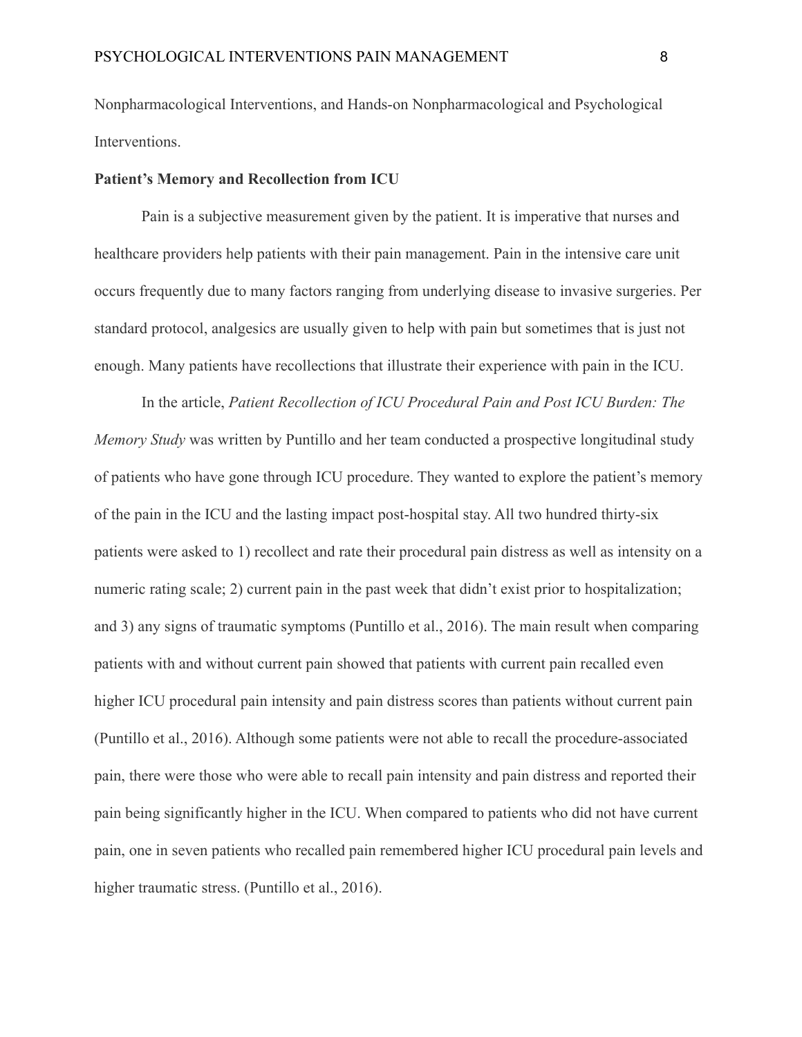Nonpharmacological Interventions, and Hands-on Nonpharmacological and Psychological Interventions.

**Patient's Memory and Recollection from ICU**

Pain is a subjective measurement given by the patient. It is imperative that nurses and healthcare providers help patients with their pain management. Pain in the intensive care unit occurs frequently due to many factors ranging from underlying disease to invasive surgeries. Per standard protocol, analgesics are usually given to help with pain but sometimes that is just not enough. Many patients have recollections that illustrate their experience with pain in the ICU.

In the article, *Patient Recollection of ICU Procedural Pain and Post ICU Burden: The Memory Study* was written by Puntillo and her team conducted a prospective longitudinal study of patients who have gone through ICU procedure. They wanted to explore the patient's memory of the pain in the ICU and the lasting impact post-hospital stay. All two hundred thirty-six patients were asked to 1) recollect and rate their procedural pain distress as well as intensity on a numeric rating scale; 2) current pain in the past week that didn't exist prior to hospitalization; and 3) any signs of traumatic symptoms (Puntillo et al., 2016). The main result when comparing patients with and without current pain showed that patients with current pain recalled even higher ICU procedural pain intensity and pain distress scores than patients without current pain (Puntillo et al., 2016). Although some patients were not able to recall the procedure-associated pain, there were those who were able to recall pain intensity and pain distress and reported their pain being significantly higher in the ICU. When compared to patients who did not have current pain, one in seven patients who recalled pain remembered higher ICU procedural pain levels and higher traumatic stress. (Puntillo et al., 2016).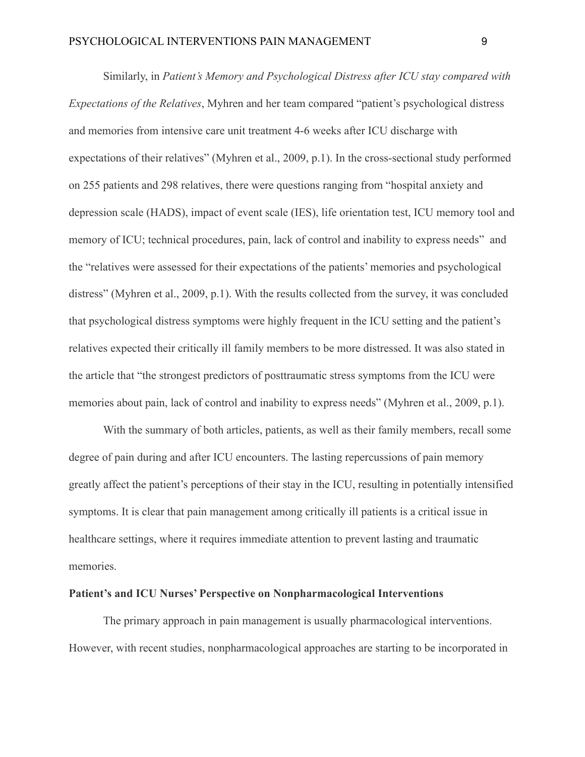Similarly, in *Patient's Memory and Psychological Distress after ICU stay compared with Expectations of the Relatives*, Myhren and her team compared "patient's psychological distress and memories from intensive care unit treatment 4-6 weeks after ICU discharge with expectations of their relatives" (Myhren et al., 2009, p.1). In the cross-sectional study performed on 255 patients and 298 relatives, there were questions ranging from "hospital anxiety and depression scale (HADS), impact of event scale (IES), life orientation test, ICU memory tool and memory of ICU; technical procedures, pain, lack of control and inability to express needs" and the "relatives were assessed for their expectations of the patients' memories and psychological distress" (Myhren et al., 2009, p.1). With the results collected from the survey, it was concluded that psychological distress symptoms were highly frequent in the ICU setting and the patient's relatives expected their critically ill family members to be more distressed. It was also stated in the article that "the strongest predictors of posttraumatic stress symptoms from the ICU were memories about pain, lack of control and inability to express needs" (Myhren et al., 2009, p.1).

With the summary of both articles, patients, as well as their family members, recall some degree of pain during and after ICU encounters. The lasting repercussions of pain memory greatly affect the patient's perceptions of their stay in the ICU, resulting in potentially intensified symptoms. It is clear that pain management among critically ill patients is a critical issue in healthcare settings, where it requires immediate attention to prevent lasting and traumatic memories.

**Patient's and ICU Nurses' Perspective on Nonpharmacological Interventions**

The primary approach in pain management is usually pharmacological interventions. However, with recent studies, nonpharmacological approaches are starting to be incorporated in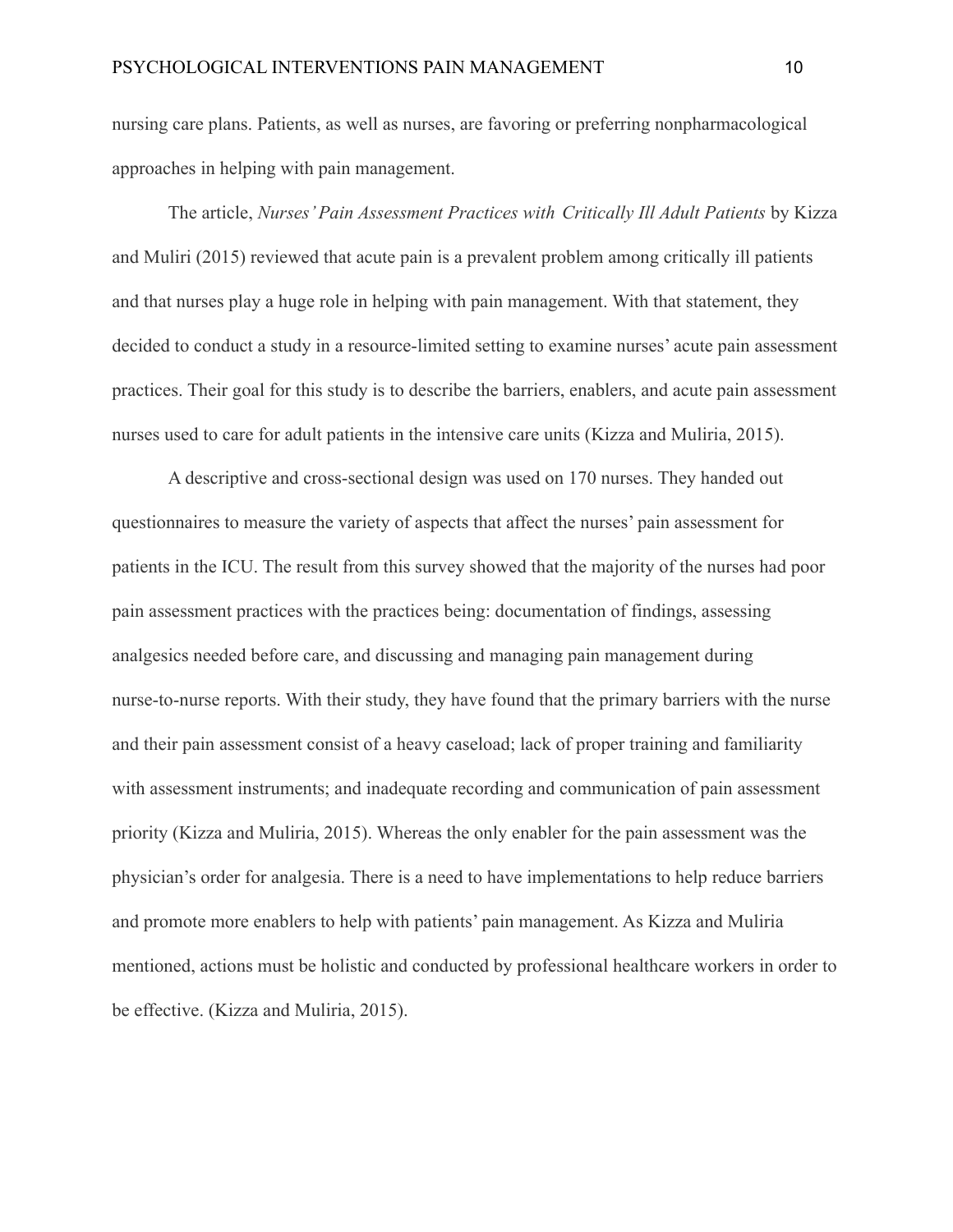nursing care plans. Patients, as well as nurses, are favoring or preferring nonpharmacological approaches in helping with pain management.

The article, *Nurses' Pain Assessment Practices with Critically Ill Adult Patients* by Kizza and Muliri (2015) reviewed that acute pain is a prevalent problem among critically ill patients and that nurses play a huge role in helping with pain management. With that statement, they decided to conduct a study in a resource-limited setting to examine nurses' acute pain assessment practices. Their goal for this study is to describe the barriers, enablers, and acute pain assessment nurses used to care for adult patients in the intensive care units (Kizza and Muliria, 2015).

A descriptive and cross-sectional design was used on 170 nurses. They handed out questionnaires to measure the variety of aspects that affect the nurses' pain assessment for patients in the ICU. The result from this survey showed that the majority of the nurses had poor pain assessment practices with the practices being: documentation of findings, assessing analgesics needed before care, and discussing and managing pain management during nurse-to-nurse reports. With their study, they have found that the primary barriers with the nurse and their pain assessment consist of a heavy caseload; lack of proper training and familiarity with assessment instruments; and inadequate recording and communication of pain assessment priority (Kizza and Muliria, 2015). Whereas the only enabler for the pain assessment was the physician's order for analgesia. There is a need to have implementations to help reduce barriers and promote more enablers to help with patients' pain management. As Kizza and Muliria mentioned, actions must be holistic and conducted by professional healthcare workers in order to be effective. (Kizza and Muliria, 2015).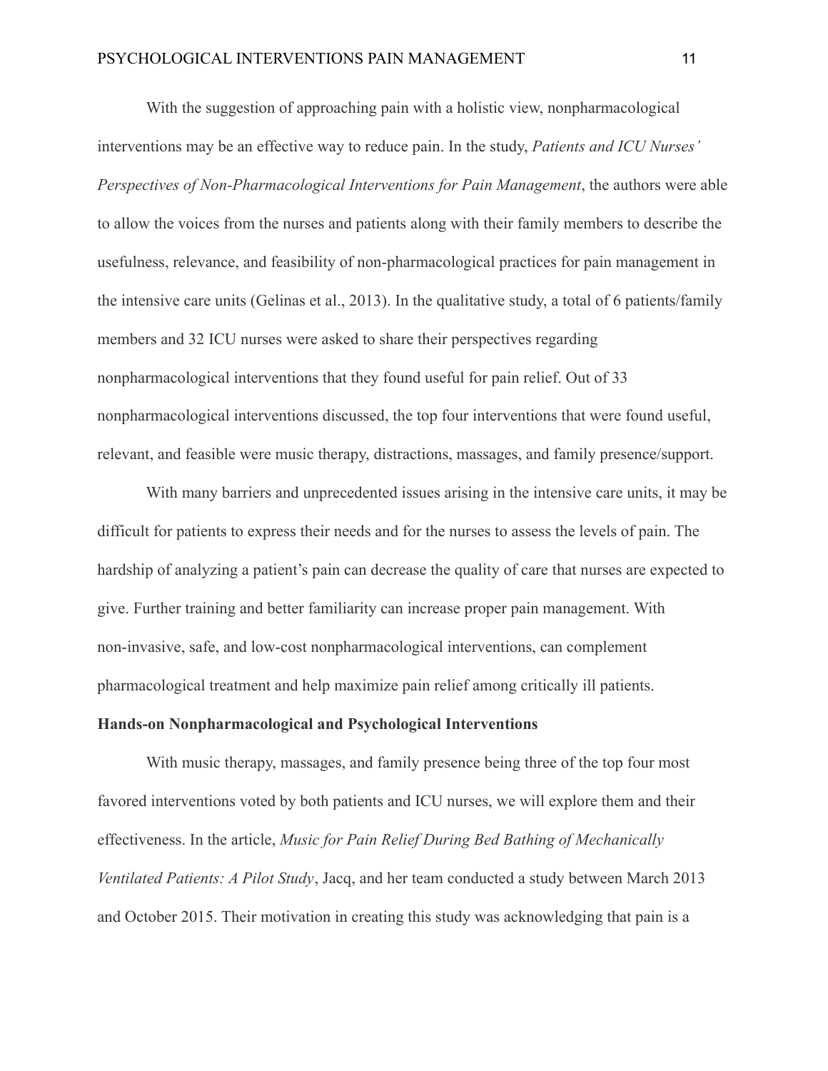With the suggestion of approaching pain with a holistic view, nonpharmacological interventions may be an effective way to reduce pain. In the study, *Patients and ICU Nurses' Perspectives of Non-Pharmacological Interventions for Pain Management*, the authors were able to allow the voices from the nurses and patients along with their family members to describe the usefulness, relevance, and feasibility of non-pharmacological practices for pain management in the intensive care units (Gelinas et al., 2013). In the qualitative study, a total of 6 patients/family members and 32 ICU nurses were asked to share their perspectives regarding nonpharmacological interventions that they found useful for pain relief. Out of 33 nonpharmacological interventions discussed, the top four interventions that were found useful, relevant, and feasible were music therapy, distractions, massages, and family presence/support.

With many barriers and unprecedented issues arising in the intensive care units, it may be difficult for patients to express their needs and for the nurses to assess the levels of pain. The hardship of analyzing a patient's pain can decrease the quality of care that nurses are expected to give. Further training and better familiarity can increase proper pain management. With non-invasive, safe, and low-cost nonpharmacological interventions, can complement pharmacological treatment and help maximize pain relief among critically ill patients.

**Hands-on Nonpharmacological and Psychological Interventions**

With music therapy, massages, and family presence being three of the top four most favored interventions voted by both patients and ICU nurses, we will explore them and their effectiveness. In the article, *Music for Pain Relief During Bed Bathing of Mechanically Ventilated Patients: A Pilot Study*, Jacq, and her team conducted a study between March 2013 and October 2015. Their motivation in creating this study was acknowledging that pain is a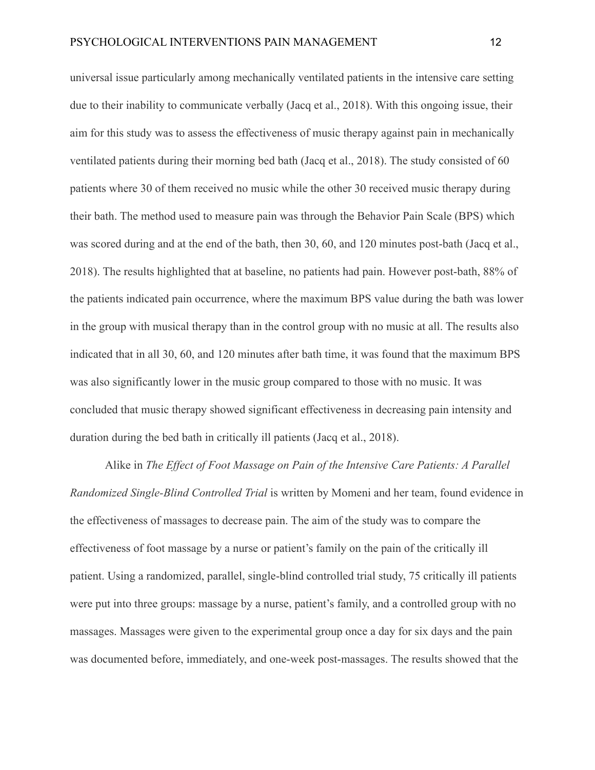universal issue particularly among mechanically ventilated patients in the intensive care setting due to their inability to communicate verbally (Jacq et al., 2018). With this ongoing issue, their aim for this study was to assess the effectiveness of music therapy against pain in mechanically ventilated patients during their morning bed bath (Jacq et al., 2018). The study consisted of 60 patients where 30 of them received no music while the other 30 received music therapy during their bath. The method used to measure pain was through the Behavior Pain Scale (BPS) which was scored during and at the end of the bath, then 30, 60, and 120 minutes post-bath (Jacq et al., 2018). The results highlighted that at baseline, no patients had pain. However post-bath, 88% of the patients indicated pain occurrence, where the maximum BPS value during the bath was lower in the group with musical therapy than in the control group with no music at all. The results also indicated that in all 30, 60, and 120 minutes after bath time, it was found that the maximum BPS was also significantly lower in the music group compared to those with no music. It was concluded that music therapy showed significant effectiveness in decreasing pain intensity and duration during the bed bath in critically ill patients (Jacq et al., 2018).

Alike in *The Effect of Foot Massage on Pain of the Intensive Care Patients: A Parallel Randomized Single-Blind Controlled Trial* is written by Momeni and her team, found evidence in the effectiveness of massages to decrease pain. The aim of the study was to compare the effectiveness of foot massage by a nurse or patient's family on the pain of the critically ill patient. Using a randomized, parallel, single-blind controlled trial study, 75 critically ill patients were put into three groups: massage by a nurse, patient's family, and a controlled group with no massages. Massages were given to the experimental group once a day for six days and the pain was documented before, immediately, and one-week post-massages. The results showed that the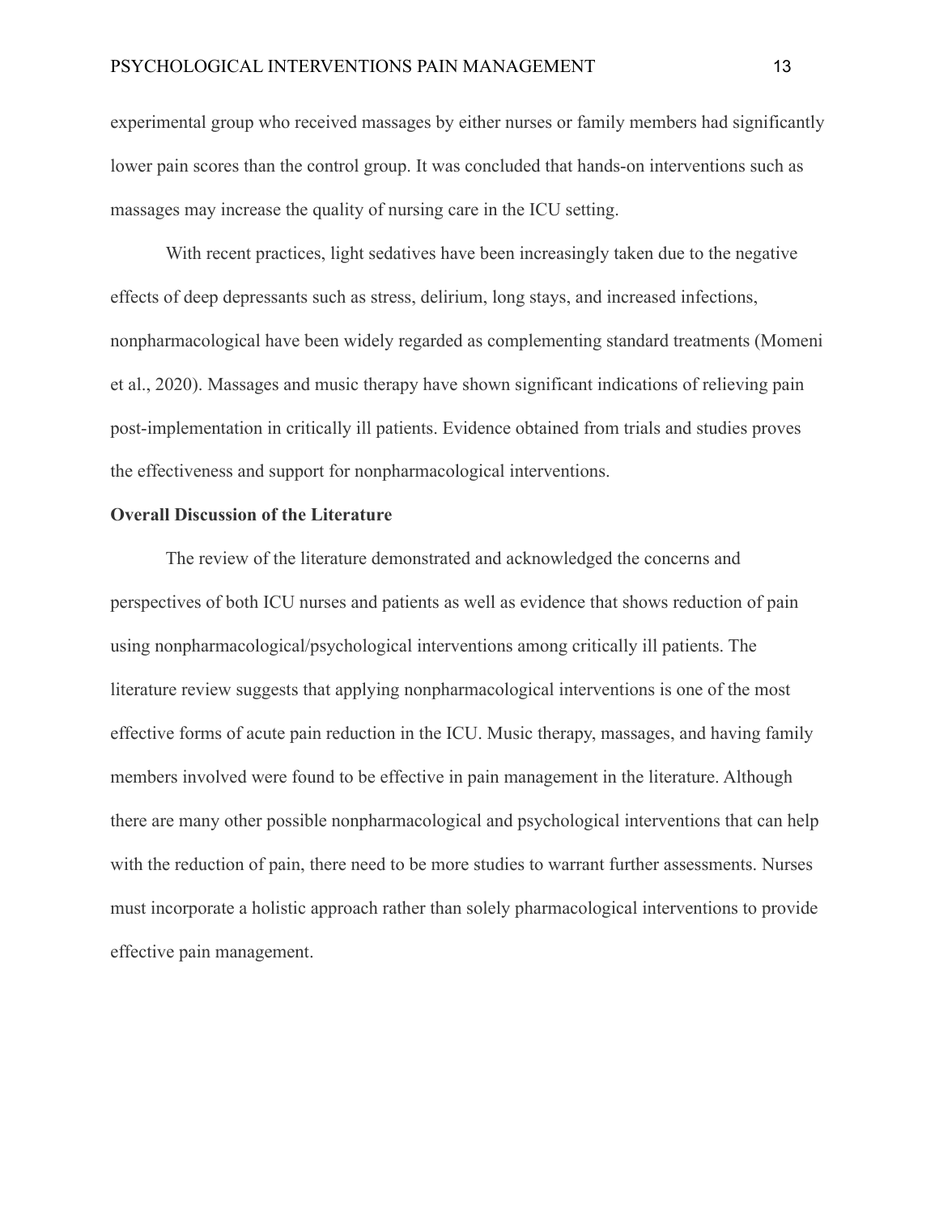experimental group who received massages by either nurses or family members had significantly lower pain scores than the control group. It was concluded that hands-on interventions such as massages may increase the quality of nursing care in the ICU setting.

With recent practices, light sedatives have been increasingly taken due to the negative effects of deep depressants such as stress, delirium, long stays, and increased infections, nonpharmacological have been widely regarded as complementing standard treatments (Momeni et al., 2020). Massages and music therapy have shown significant indications of relieving pain post-implementation in critically ill patients. Evidence obtained from trials and studies proves the effectiveness and support for nonpharmacological interventions.

**Overall Discussion of the Literature**

The review of the literature demonstrated and acknowledged the concerns and perspectives of both ICU nurses and patients as well as evidence that shows reduction of pain using nonpharmacological/psychological interventions among critically ill patients. The literature review suggests that applying nonpharmacological interventions is one of the most effective forms of acute pain reduction in the ICU. Music therapy, massages, and having family members involved were found to be effective in pain management in the literature. Although there are many other possible nonpharmacological and psychological interventions that can help with the reduction of pain, there need to be more studies to warrant further assessments. Nurses must incorporate a holistic approach rather than solely pharmacological interventions to provide effective pain management.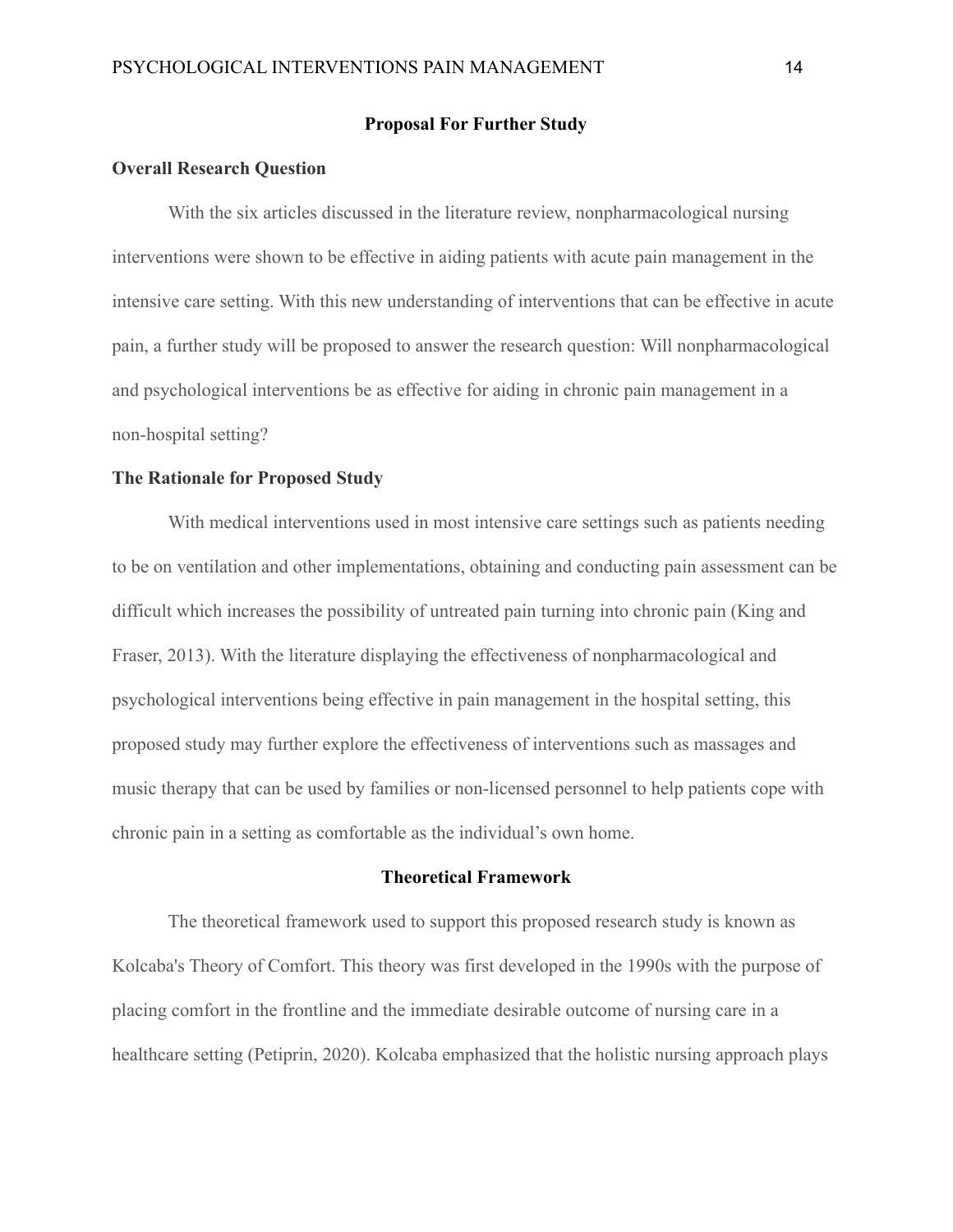## Proposal For Further Study

### Overall Research Question

With the six articles discussed in the literature review, nonpharmacological nursing interventions were shown to be effective in aiding patients with acute pain management in the intensive care setting. With this new understanding of interventions that can be effective in acute pain, a further study will be proposed to answer the research question: Will nonpharmacological and psychological interventions be as effective for aiding in chronic pain management in a non-hospital setting?

### The Rationale for Proposed Study

With medical interventions used in most intensive care settings such as patients needing to be on ventilation and other implementations, obtaining and conducting pain assessment can be difficult which increases the possibility of untreated pain turning into chronic pain (King and Fraser, 2013). With the literature displaying the effectiveness of nonpharmacological and psychological interventions being effective in pain management in the hospital setting, this proposed study may further explore the effectiveness of interventions such as massages and music therapy that can be used by families or non-licensed personnel to help patients cope with chronic pain in a setting as comfortable as the individual's own home.

## Theoretical Framework

The theoretical framework used to support this proposed research study is known as Kolcaba's Theory of Comfort. This theory was first developed in the 1990s with the purpose of placing comfort in the frontline and the immediate desirable outcome of nursing care in a healthcare setting (Petiprin, 2020). Kolcaba emphasized that the holistic nursing approach plays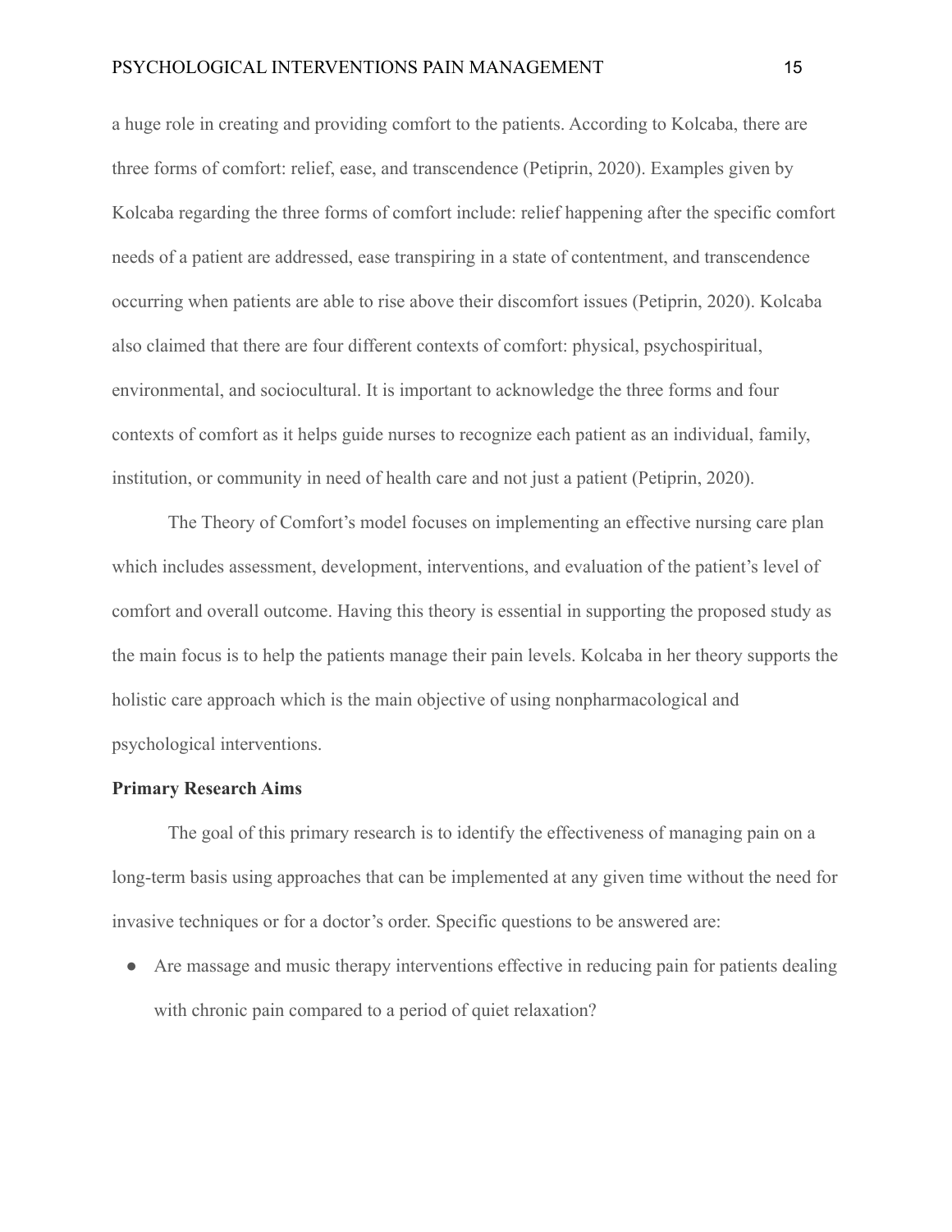a huge role in creating and providing comfort to the patients. According to Kolcaba, there are three forms of comfort: relief, ease, and transcendence (Petiprin, 2020). Examples given by Kolcaba regarding the three forms of comfort include: relief happening after the specific comfort needs of a patient are addressed, ease transpiring in a state of contentment, and transcendence occurring when patients are able to rise above their discomfort issues (Petiprin, 2020). Kolcaba also claimed that there are four different contexts of comfort: physical, psychospiritual, environmental, and sociocultural. It is important to acknowledge the three forms and four contexts of comfort as it helps guide nurses to recognize each patient as an individual, family, institution, or community in need of health care and not just a patient (Petiprin, 2020).

The Theory of Comfort's model focuses on implementing an effective nursing care plan which includes assessment, development, interventions, and evaluation of the patient's level of comfort and overall outcome. Having this theory is essential in supporting the proposed study as the main focus is to help the patients manage their pain levels. Kolcaba in her theory supports the holistic care approach which is the main objective of using nonpharmacological and psychological interventions.

**Primary Research Aims**

The goal of this primary research is to identify the effectiveness of managing pain on a long-term basis using approaches that can be implemented at any given time without the need for invasive techniques or for a doctor's order. Specific questions to be answered are:

- Are massage and music therapy interventions effective in reducing pain for patients dealing with chronic pain compared to a period of quiet relaxation?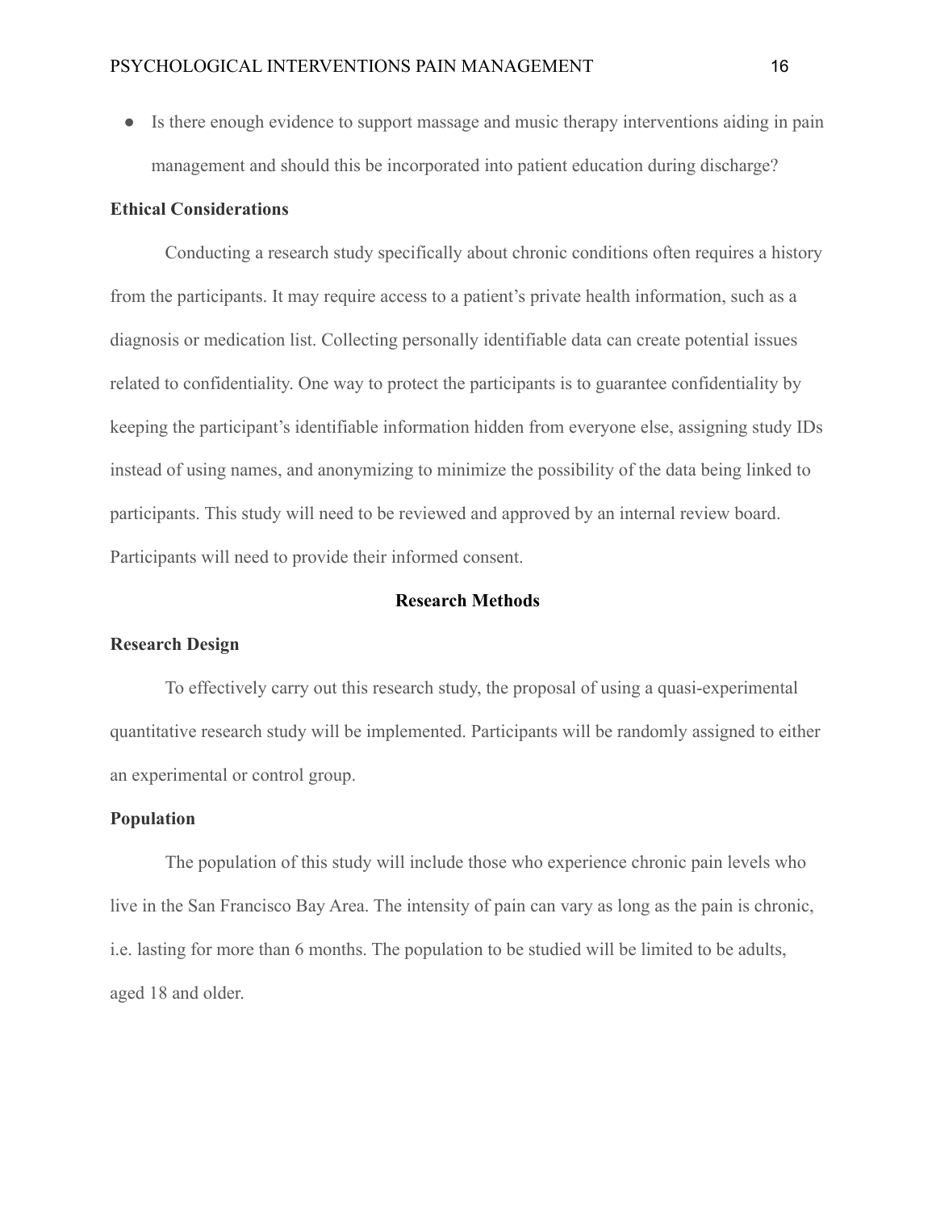- Is there enough evidence to support massage and music therapy interventions aiding in pain management and should this be incorporated into patient education during discharge?

### Ethical Considerations

Conducting a research study specifically about chronic conditions often requires a history from the participants. It may require access to a patient's private health information, such as a diagnosis or medication list. Collecting personally identifiable data can create potential issues related to confidentiality. One way to protect the participants is to guarantee confidentiality by keeping the participant's identifiable information hidden from everyone else, assigning study IDs instead of using names, and anonymizing to minimize the possibility of the data being linked to participants. This study will need to be reviewed and approved by an internal review board. Participants will need to provide their informed consent.

## Research Methods

### Research Design

To effectively carry out this research study, the proposal of using a quasi-experimental quantitative research study will be implemented. Participants will be randomly assigned to either an experimental or control group.

### Population

The population of this study will include those who experience chronic pain levels who live in the San Francisco Bay Area. The intensity of pain can vary as long as the pain is chronic, i.e. lasting for more than 6 months. The population to be studied will be limited to be adults, aged 18 and older.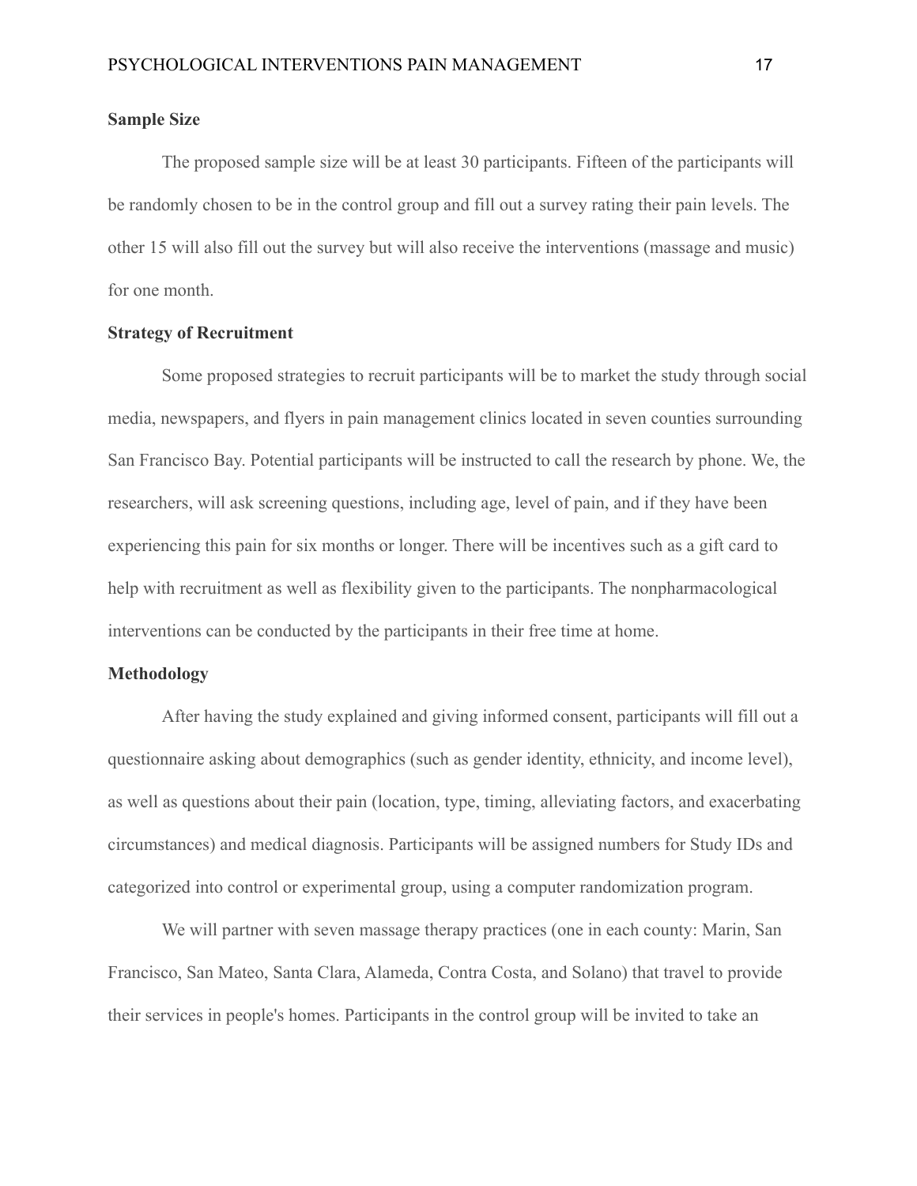**Sample Size**

The proposed sample size will be at least 30 participants. Fifteen of the participants will be randomly chosen to be in the control group and fill out a survey rating their pain levels. The other 15 will also fill out the survey but will also receive the interventions (massage and music) for one month.

**Strategy of Recruitment**

Some proposed strategies to recruit participants will be to market the study through social media, newspapers, and flyers in pain management clinics located in seven counties surrounding San Francisco Bay. Potential participants will be instructed to call the research by phone. We, the researchers, will ask screening questions, including age, level of pain, and if they have been experiencing this pain for six months or longer. There will be incentives such as a gift card to help with recruitment as well as flexibility given to the participants. The nonpharmacological interventions can be conducted by the participants in their free time at home.

**Methodology**

After having the study explained and giving informed consent, participants will fill out a questionnaire asking about demographics (such as gender identity, ethnicity, and income level), as well as questions about their pain (location, type, timing, alleviating factors, and exacerbating circumstances) and medical diagnosis. Participants will be assigned numbers for Study IDs and categorized into control or experimental group, using a computer randomization program.

We will partner with seven massage therapy practices (one in each county: Marin, San Francisco, San Mateo, Santa Clara, Alameda, Contra Costa, and Solano) that travel to provide their services in people's homes. Participants in the control group will be invited to take an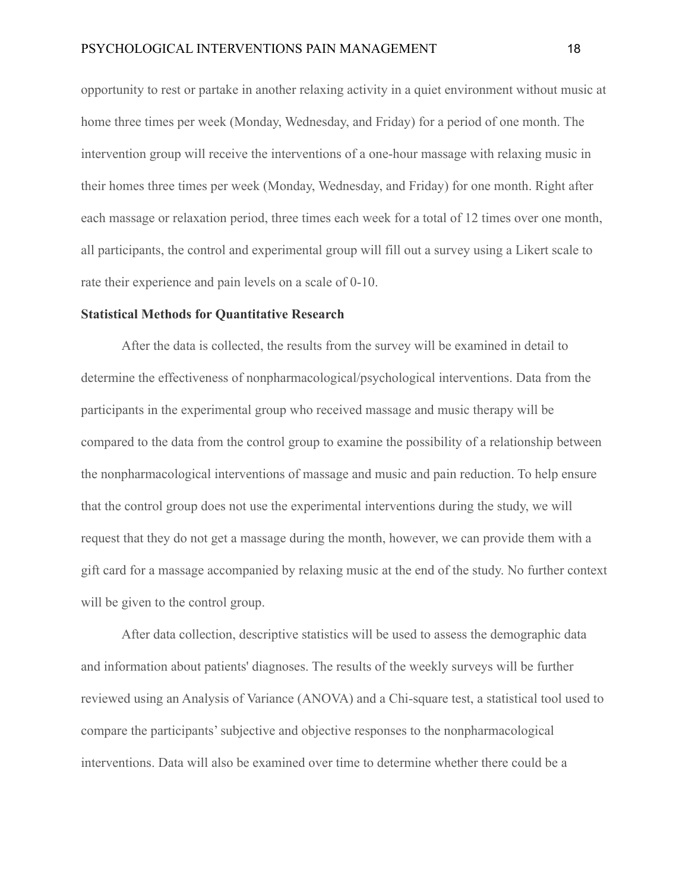opportunity to rest or partake in another relaxing activity in a quiet environment without music at home three times per week (Monday, Wednesday, and Friday) for a period of one month. The intervention group will receive the interventions of a one-hour massage with relaxing music in their homes three times per week (Monday, Wednesday, and Friday) for one month. Right after each massage or relaxation period, three times each week for a total of 12 times over one month, all participants, the control and experimental group will fill out a survey using a Likert scale to rate their experience and pain levels on a scale of 0-10.

**Statistical Methods for Quantitative Research**

After the data is collected, the results from the survey will be examined in detail to determine the effectiveness of nonpharmacological/psychological interventions. Data from the participants in the experimental group who received massage and music therapy will be compared to the data from the control group to examine the possibility of a relationship between the nonpharmacological interventions of massage and music and pain reduction. To help ensure that the control group does not use the experimental interventions during the study, we will request that they do not get a massage during the month, however, we can provide them with a gift card for a massage accompanied by relaxing music at the end of the study. No further context will be given to the control group.

After data collection, descriptive statistics will be used to assess the demographic data and information about patients' diagnoses. The results of the weekly surveys will be further reviewed using an Analysis of Variance (ANOVA) and a Chi-square test, a statistical tool used to compare the participants' subjective and objective responses to the nonpharmacological interventions. Data will also be examined over time to determine whether there could be a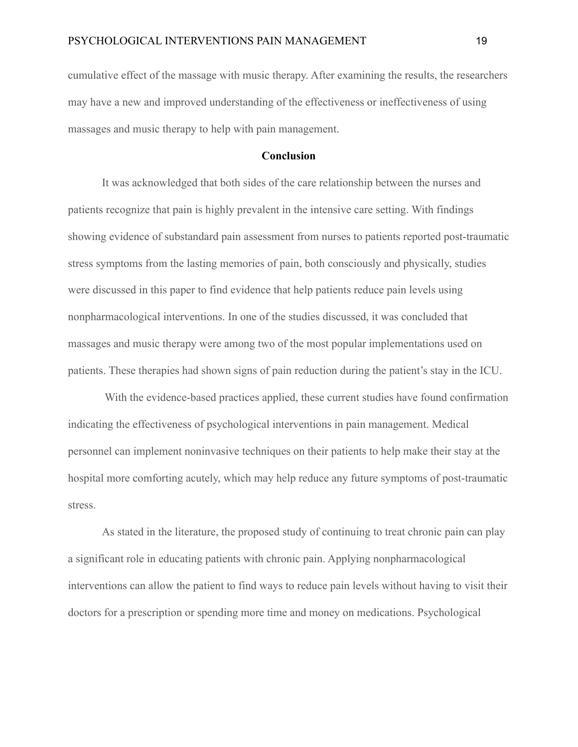cumulative effect of the massage with music therapy. After examining the results, the researchers may have a new and improved understanding of the effectiveness or ineffectiveness of using massages and music therapy to help with pain management.

## Conclusion

It was acknowledged that both sides of the care relationship between the nurses and patients recognize that pain is highly prevalent in the intensive care setting. With findings showing evidence of substandard pain assessment from nurses to patients reported post-traumatic stress symptoms from the lasting memories of pain, both consciously and physically, studies were discussed in this paper to find evidence that help patients reduce pain levels using nonpharmacological interventions. In one of the studies discussed, it was concluded that massages and music therapy were among two of the most popular implementations used on patients. These therapies had shown signs of pain reduction during the patient's stay in the ICU.

With the evidence-based practices applied, these current studies have found confirmation indicating the effectiveness of psychological interventions in pain management. Medical personnel can implement noninvasive techniques on their patients to help make their stay at the hospital more comforting acutely, which may help reduce any future symptoms of post-traumatic stress.

As stated in the literature, the proposed study of continuing to treat chronic pain can play a significant role in educating patients with chronic pain. Applying nonpharmacological interventions can allow the patient to find ways to reduce pain levels without having to visit their doctors for a prescription or spending more time and money on medications. Psychological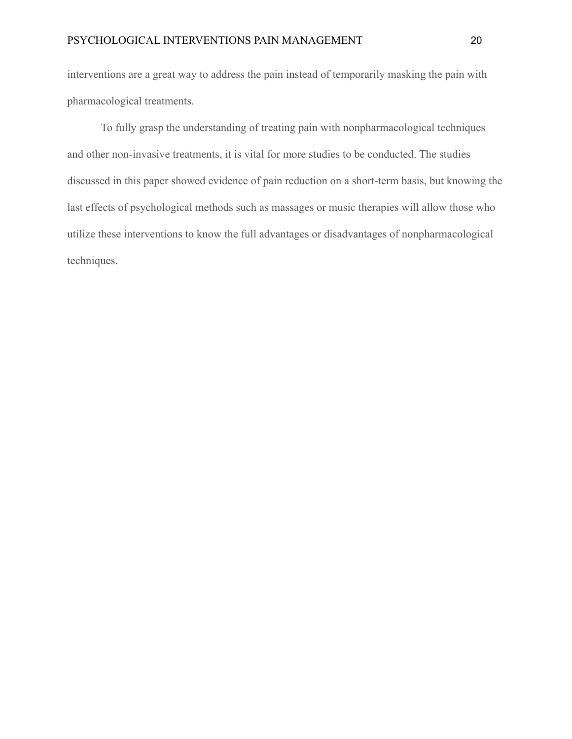interventions are a great way to address the pain instead of temporarily masking the pain with pharmacological treatments.

To fully grasp the understanding of treating pain with nonpharmacological techniques and other non-invasive treatments, it is vital for more studies to be conducted. The studies discussed in this paper showed evidence of pain reduction on a short-term basis, but knowing the last effects of psychological methods such as massages or music therapies will allow those who utilize these interventions to know the full advantages or disadvantages of nonpharmacological techniques.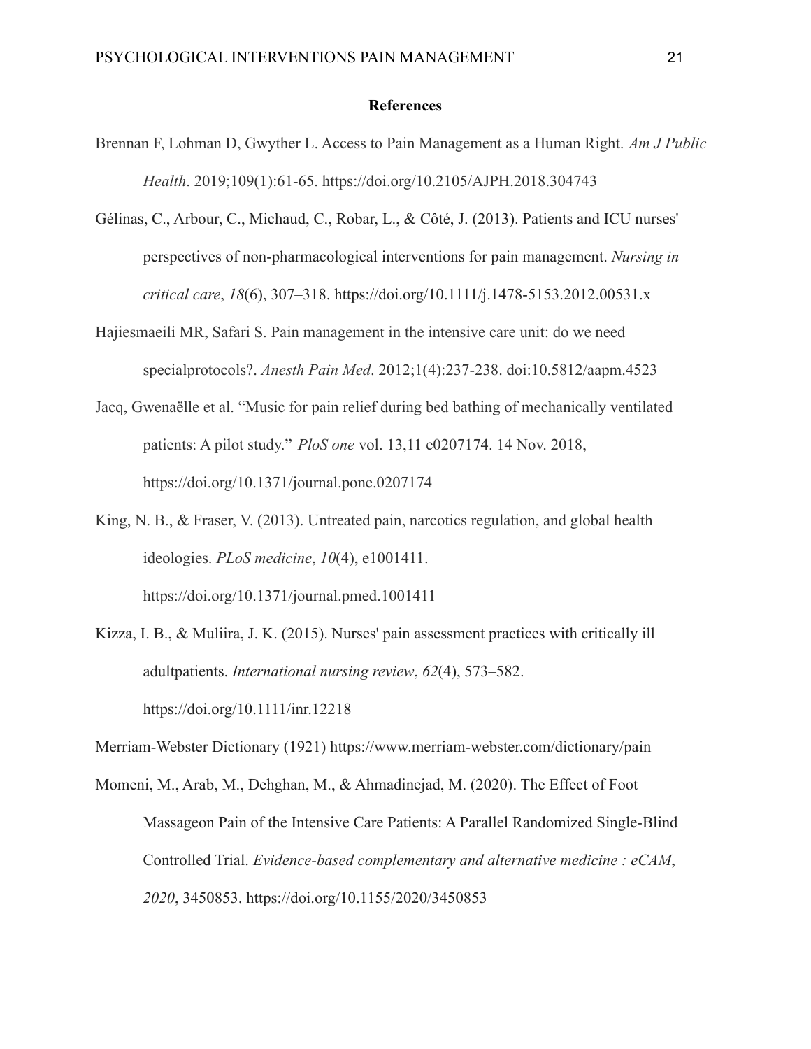**References**

Brennan F, Lohman D, Gwyther L. Access to Pain Management as a Human Right. *Am J Public Health*. 2019;109(1):61-65. https://doi.org/10.2105/AJPH.2018.304743

Gélinas, C., Arbour, C., Michaud, C., Robar, L., & Côté, J. (2013). Patients and ICU nurses' perspectives of non-pharmacological interventions for pain management. *Nursing in critical care*, *18*(6), 307–318. https://doi.org/10.1111/j.1478-5153.2012.00531.x

Hajiesmaeili MR, Safari S. Pain management in the intensive care unit: do we need specialprotocols?. *Anesth Pain Med*. 2012;1(4):237-238. doi:10.5812/aapm.4523

Jacq, Gwenaëlle et al. "Music for pain relief during bed bathing of mechanically ventilated patients: A pilot study." *PloS one* vol. 13,11 e0207174. 14 Nov. 2018, https://doi.org/10.1371/journal.pone.0207174

King, N. B., & Fraser, V. (2013). Untreated pain, narcotics regulation, and global health ideologies. *PLoS medicine*, *10*(4), e1001411. https://doi.org/10.1371/journal.pmed.1001411

Kizza, I. B., & Muliira, J. K. (2015). Nurses' pain assessment practices with critically ill adultpatients. *International nursing review*, *62*(4), 573–582. https://doi.org/10.1111/inr.12218

Merriam-Webster Dictionary (1921) https://www.merriam-webster.com/dictionary/pain

Momeni, M., Arab, M., Dehghan, M., & Ahmadinejad, M. (2020). The Effect of Foot Massageon Pain of the Intensive Care Patients: A Parallel Randomized Single-Blind Controlled Trial. *Evidence-based complementary and alternative medicine : eCAM*, *2020*, 3450853. https://doi.org/10.1155/2020/3450853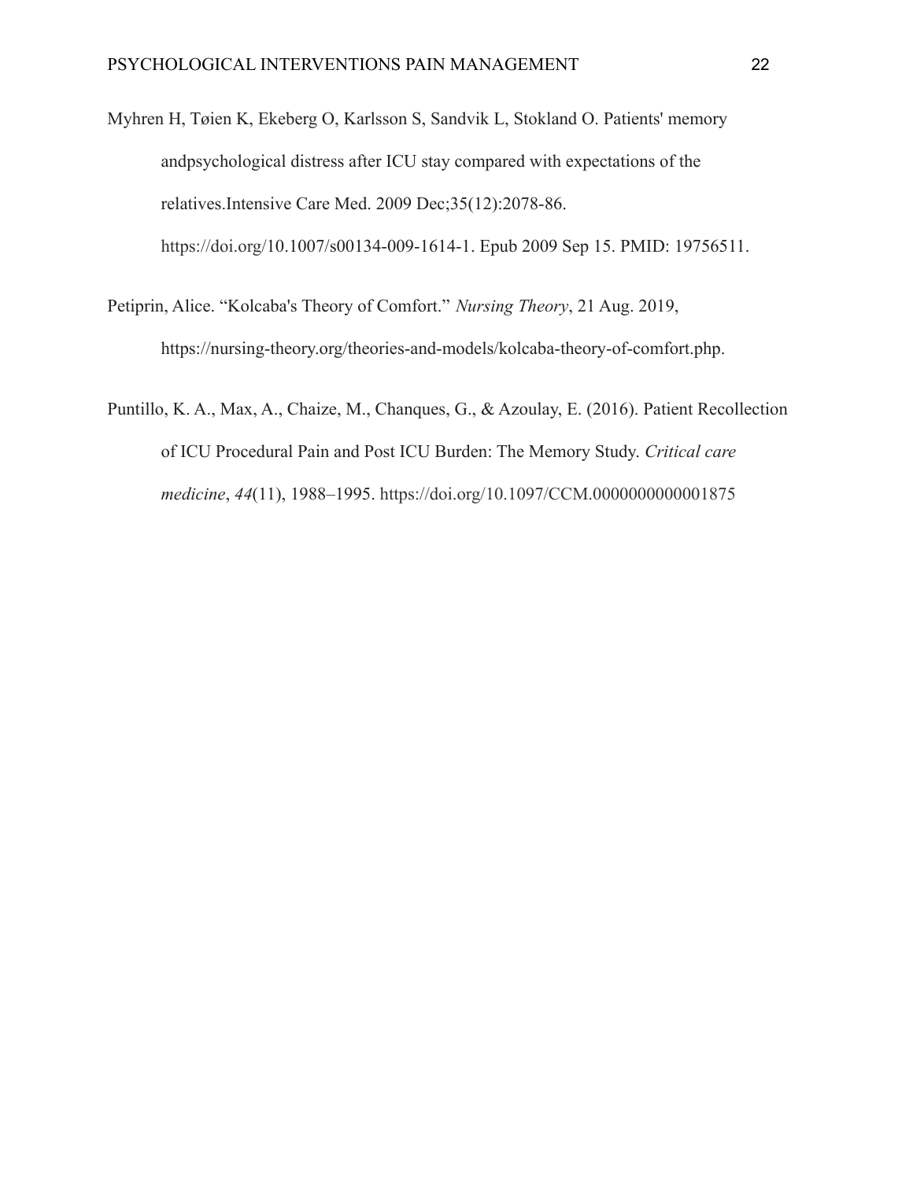Myhren H, Tøien K, Ekeberg O, Karlsson S, Sandvik L, Stokland O. Patients' memory andpsychological distress after ICU stay compared with expectations of the relatives.Intensive Care Med. 2009 Dec;35(12):2078-86. https://doi.org/10.1007/s00134-009-1614-1. Epub 2009 Sep 15. PMID: 19756511.

Petiprin, Alice. "Kolcaba's Theory of Comfort." *Nursing Theory*, 21 Aug. 2019, https://nursing-theory.org/theories-and-models/kolcaba-theory-of-comfort.php.

Puntillo, K. A., Max, A., Chaize, M., Chanques, G., & Azoulay, E. (2016). Patient Recollection of ICU Procedural Pain and Post ICU Burden: The Memory Study. *Critical care medicine*, *44*(11), 1988–1995. https://doi.org/10.1097/CCM.0000000000001875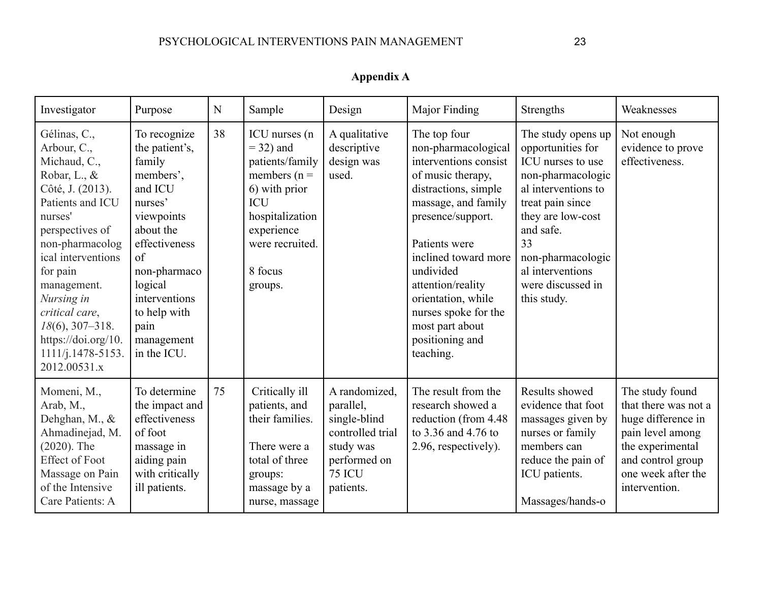**Appendix A**

| Investigator | Purpose | N | Sample | Design | Major Finding | Strengths | Weaknesses |
|---|---|---|---|---|---|---|---|
| Gélinas, C., Arbour, C., Michaud, C., Robar, L., & Côté, J. (2013). Patients and ICU nurses' perspectives of non-pharmacological interventions for pain management. *Nursing in critical care*, *18*(6), 307–318. https://doi.org/10.1111/j.1478-5153.2012.00531.x | To recognize the patient's, family members', and ICU nurses' viewpoints about the effectiveness of non-pharmacological interventions to help with pain management in the ICU. | 38 | ICU nurses (n = 32) and patients/family members (n = 6) with prior ICU hospitalization experience were recruited.<br><br>8 focus groups. | A qualitative descriptive design was used. | The top four non-pharmacological interventions consist of music therapy, distractions, simple massage, and family presence/support.<br><br>Patients were inclined toward more undivided attention/reality orientation, while nurses spoke for the most part about positioning and teaching. | The study opens up opportunities for ICU nurses to use non-pharmacological interventions to treat pain since they are low-cost and safe.<br>33 non-pharmacological interventions were discussed in this study. | Not enough evidence to prove effectiveness. |
| Momeni, M., Arab, M., Dehghan, M., & Ahmadinejad, M. (2020). The Effect of Foot Massage on Pain of the Intensive Care Patients: A | To determine the impact and effectiveness of foot massage in aiding pain with critically ill patients. | 75 | Critically ill patients, and their families.<br><br>There were a total of three groups: massage by a nurse, massage | A randomized, parallel, single-blind controlled trial study was performed on 75 ICU patients. | The result from the research showed a reduction (from 4.48 to 3.36 and 4.76 to 2.96, respectively). | Results showed evidence that foot massages given by nurses or family members can reduce the pain of ICU patients.<br><br>Massages/hands-o | The study found that there was not a huge difference in pain level among the experimental and control group one week after the intervention. |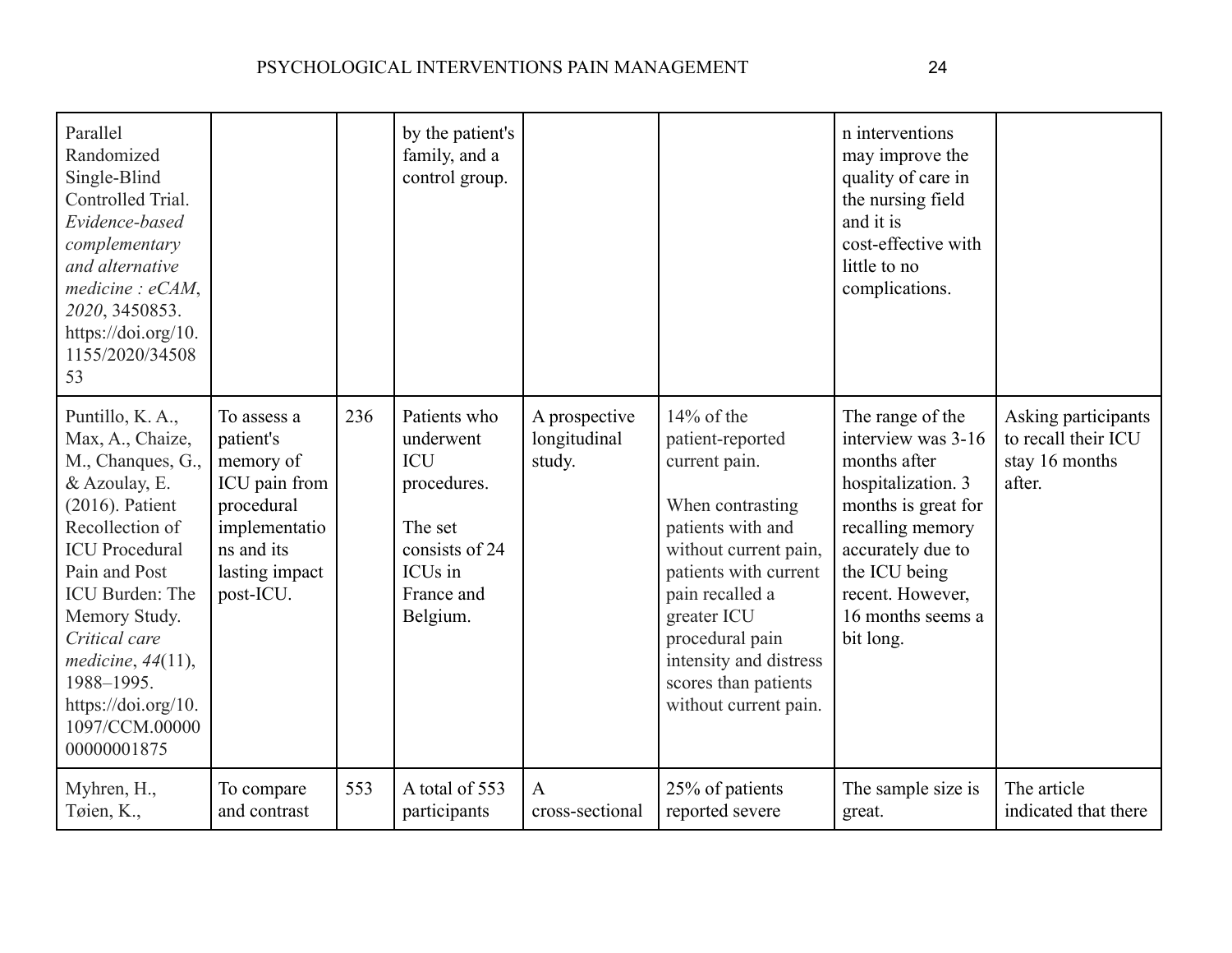| | | | | | | | |
|---|---|---|---|---|---|---|---|
| Parallel Randomized Single-Blind Controlled Trial. *Evidence-based complementary and alternative medicine : eCAM*, *2020*, 3450853. https://doi.org/10.1155/2020/3450853 | | | by the patient's family, and a control group. | | | n interventions may improve the quality of care in the nursing field and it is cost-effective with little to no complications. | |
| Puntillo, K. A., Max, A., Chaize, M., Chanques, G., & Azoulay, E. (2016). Patient Recollection of ICU Procedural Pain and Post ICU Burden: The Memory Study. *Critical care medicine*, *44*(11), 1988–1995. https://doi.org/10.1097/CCM.0000000000001875 | To assess a patient's memory of ICU pain from procedural implementations and its lasting impact post-ICU. | 236 | Patients who underwent ICU procedures.<br><br>The set consists of 24 ICUs in France and Belgium. | A prospective longitudinal study. | 14% of the patient-reported current pain.<br><br>When contrasting patients with and without current pain, patients with current pain recalled a greater ICU procedural pain intensity and distress scores than patients without current pain. | The range of the interview was 3-16 months after hospitalization. 3 months is great for recalling memory accurately due to the ICU being recent. However, 16 months seems a bit long. | Asking participants to recall their ICU stay 16 months after. |
| Myhren, H., Tøien, K., | To compare and contrast | 553 | A total of 553 participants | A cross-sectional | 25% of patients reported severe | The sample size is great. | The article indicated that there |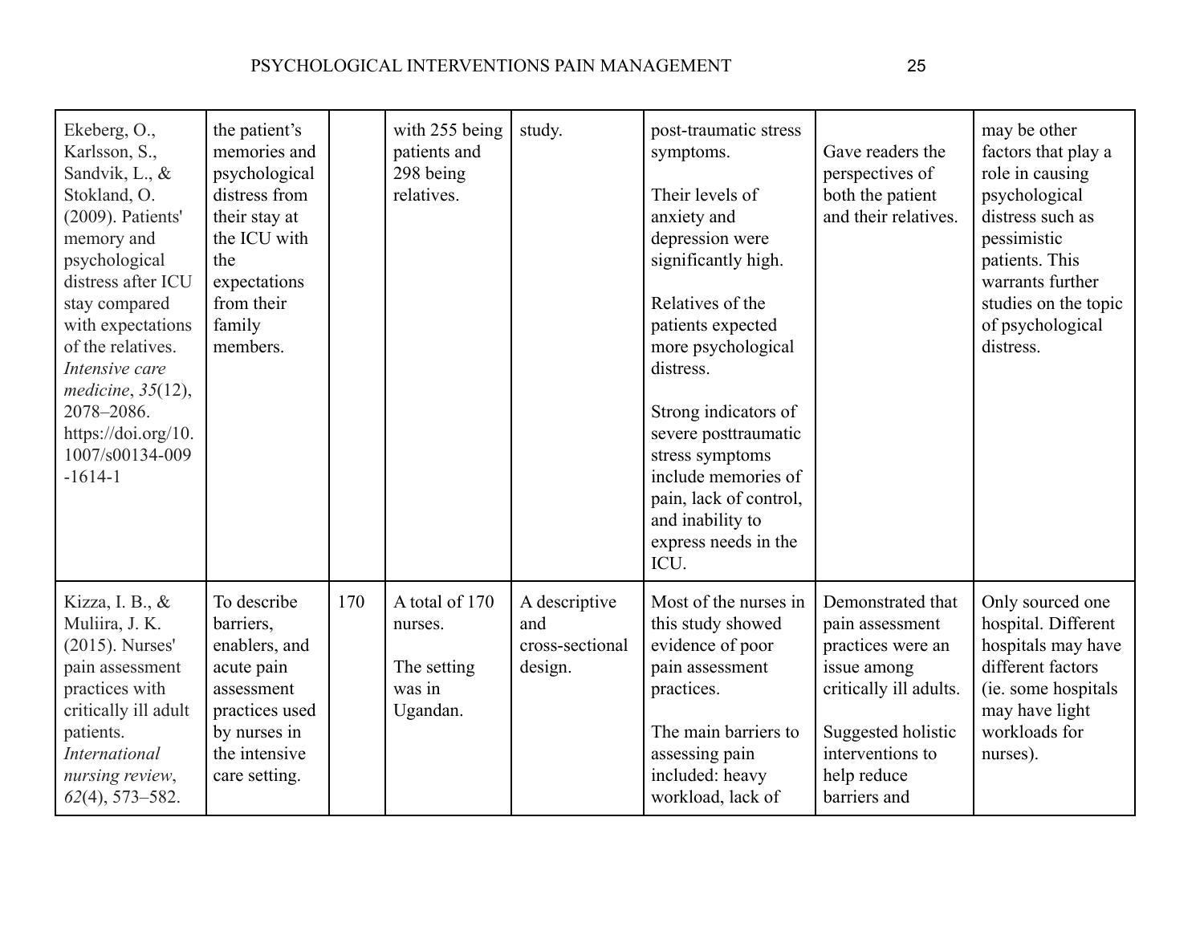| | | | | | | | |
|---|---|---|---|---|---|---|---|
| Ekeberg, O., Karlsson, S., Sandvik, L., & Stokland, O. (2009). Patients' memory and psychological distress after ICU stay compared with expectations of the relatives. *Intensive care medicine*, *35*(12), 2078–2086. https://doi.org/10.1007/s00134-009-1614-1 | the patient's memories and psychological distress from their stay at the ICU with the expectations from their family members. | | with 255 being patients and 298 being relatives. | study. | post-traumatic stress symptoms.<br><br>Their levels of anxiety and depression were significantly high.<br><br>Relatives of the patients expected more psychological distress.<br><br>Strong indicators of severe posttraumatic stress symptoms include memories of pain, lack of control, and inability to express needs in the ICU. | Gave readers the perspectives of both the patient and their relatives. | may be other factors that play a role in causing psychological distress such as pessimistic patients. This warrants further studies on the topic of psychological distress. |
| Kizza, I. B., & Muliira, J. K. (2015). Nurses' pain assessment practices with critically ill adult patients. *International nursing review*, *62*(4), 573–582. | To describe barriers, enablers, and acute pain assessment practices used by nurses in the intensive care setting. | 170 | A total of 170 nurses.<br><br>The setting was in Ugandan. | A descriptive and cross-sectional design. | Most of the nurses in this study showed evidence of poor pain assessment practices.<br><br>The main barriers to assessing pain included: heavy workload, lack of | Demonstrated that pain assessment practices were an issue among critically ill adults.<br><br>Suggested holistic interventions to help reduce barriers and | Only sourced one hospital. Different hospitals may have different factors (ie. some hospitals may have light workloads for nurses). |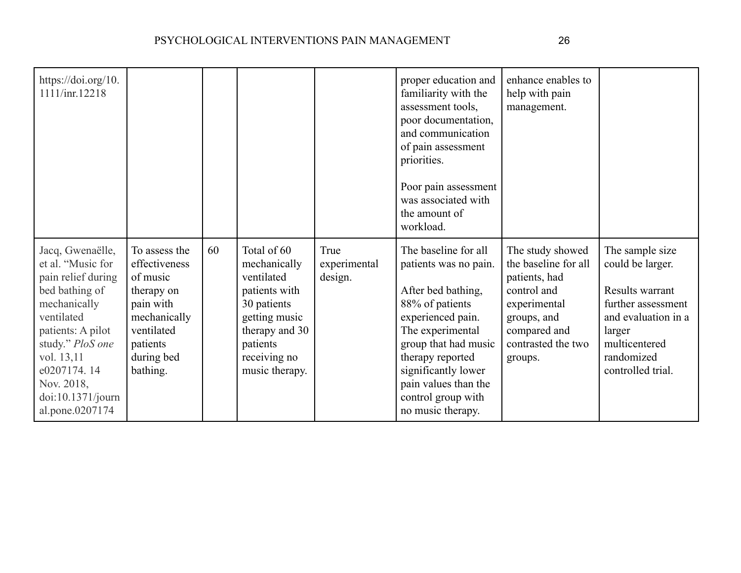| | | | | | | | |
|---|---|---|---|---|---|---|---|
| https://doi.org/10.1111/inr.12218 | | | | | proper education and familiarity with the assessment tools, poor documentation, and communication of pain assessment priorities.<br><br>Poor pain assessment was associated with the amount of workload. | enhance enables to help with pain management. | |
| Jacq, Gwenaëlle, et al. "Music for pain relief during bed bathing of mechanically ventilated patients: A pilot study." *PloS one* vol. 13,11 e0207174. 14 Nov. 2018, doi:10.1371/journal.pone.0207174 | To assess the effectiveness of music therapy on pain with mechanically ventilated patients during bed bathing. | 60 | Total of 60 mechanically ventilated patients with 30 patients getting music therapy and 30 patients receiving no music therapy. | True experimental design. | The baseline for all patients was no pain.<br><br>After bed bathing, 88% of patients experienced pain. The experimental group that had music therapy reported significantly lower pain values than the control group with no music therapy. | The study showed the baseline for all patients, had control and experimental groups, and compared and contrasted the two groups. | The sample size could be larger.<br><br>Results warrant further assessment and evaluation in a larger multicentered randomized controlled trial. |